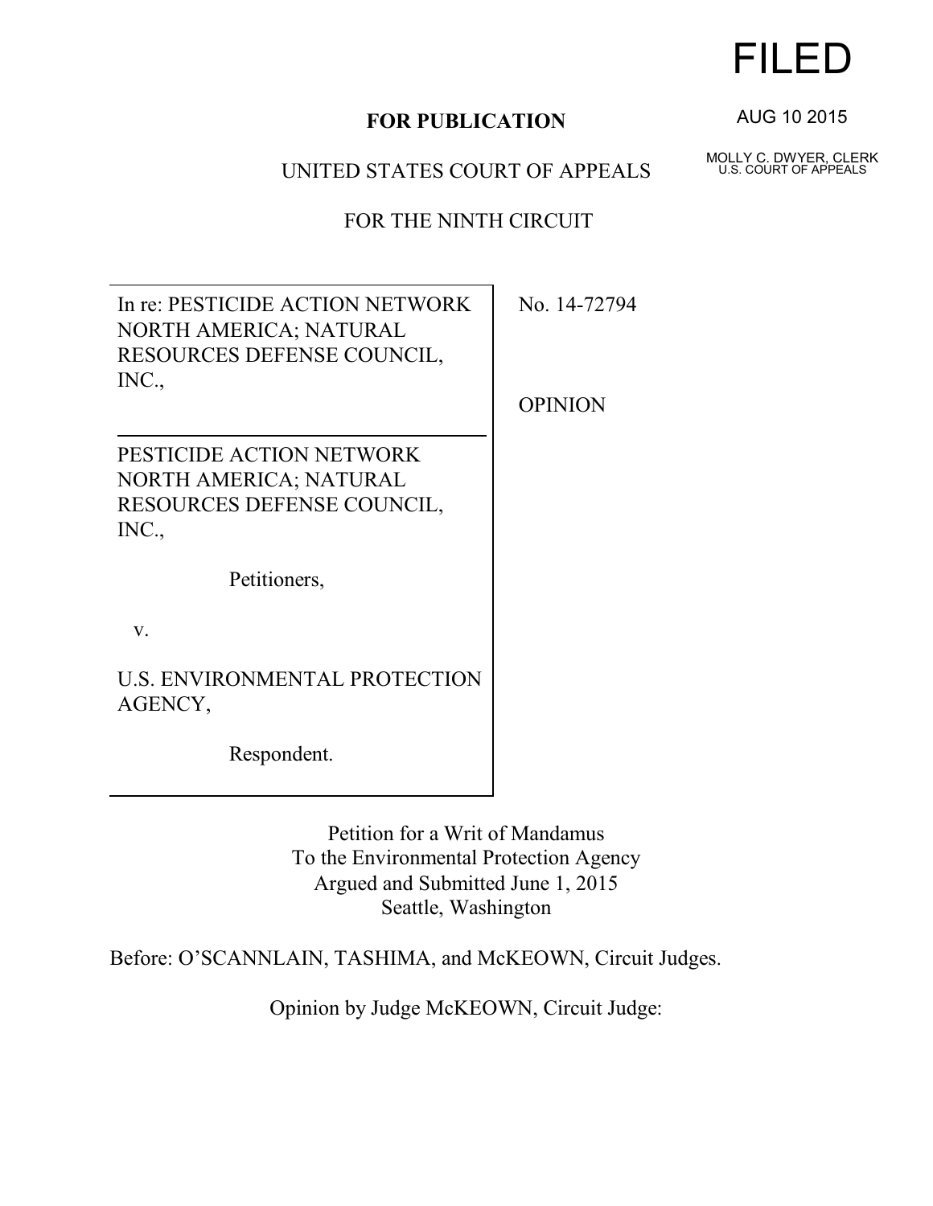FILED

AUG 10 2015

MOLLY C. DWYER, CLERK
U.S. COURT OF APPEALS

**FOR PUBLICATION**

UNITED STATES COURT OF APPEALS

FOR THE NINTH CIRCUIT

| | |
|---|---|
| In re: PESTICIDE ACTION NETWORK NORTH AMERICA; NATURAL RESOURCES DEFENSE COUNCIL, INC., | No. 14-72794 |
| PESTICIDE ACTION NETWORK NORTH AMERICA; NATURAL RESOURCES DEFENSE COUNCIL, INC., Petitioners, v. U.S. ENVIRONMENTAL PROTECTION AGENCY, Respondent. | OPINION |

Petition for a Writ of Mandamus
To the Environmental Protection Agency
Argued and Submitted June 1, 2015
Seattle, Washington

Before: O'SCANNLAIN, TASHIMA, and McKEOWN, Circuit Judges.

Opinion by Judge McKEOWN, Circuit Judge: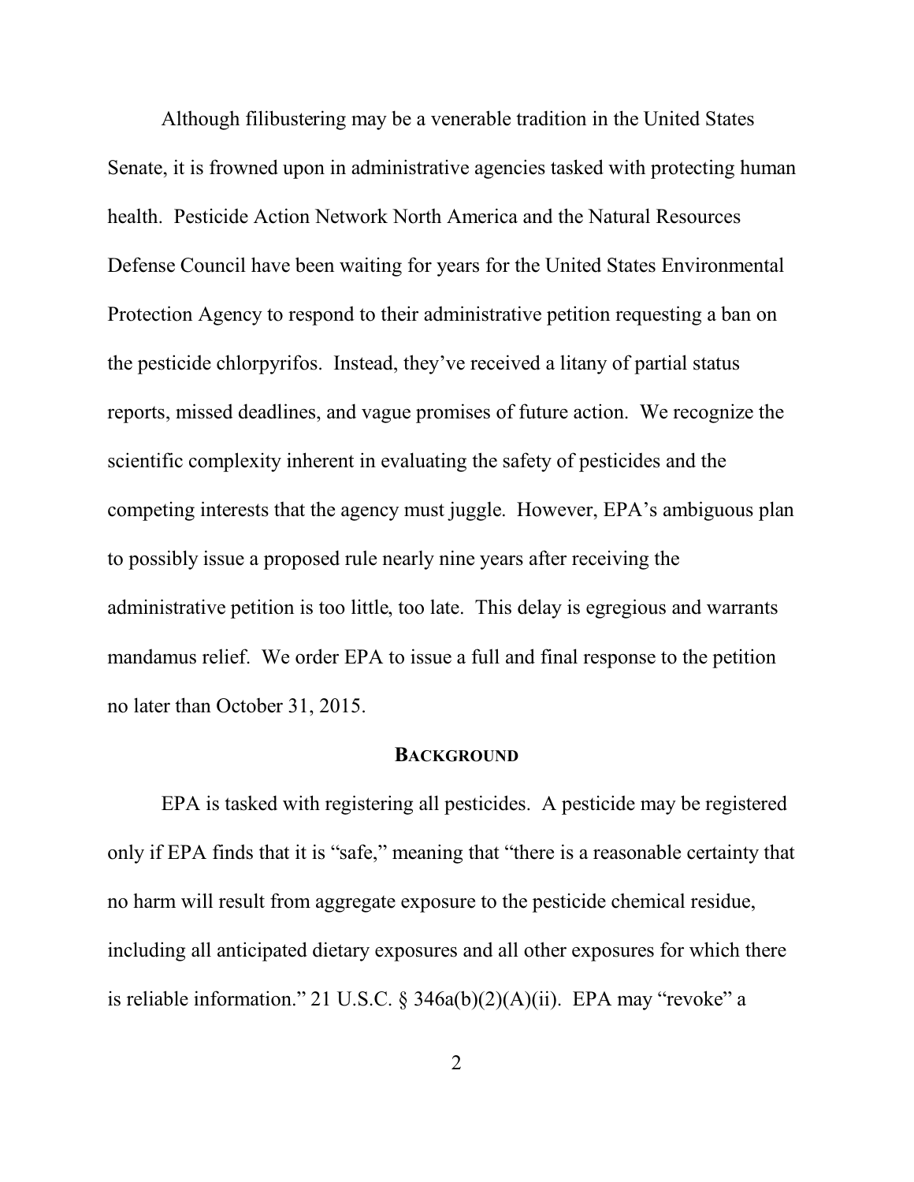Although filibustering may be a venerable tradition in the United States Senate, it is frowned upon in administrative agencies tasked with protecting human health. Pesticide Action Network North America and the Natural Resources Defense Council have been waiting for years for the United States Environmental Protection Agency to respond to their administrative petition requesting a ban on the pesticide chlorpyrifos. Instead, they've received a litany of partial status reports, missed deadlines, and vague promises of future action. We recognize the scientific complexity inherent in evaluating the safety of pesticides and the competing interests that the agency must juggle. However, EPA's ambiguous plan to possibly issue a proposed rule nearly nine years after receiving the administrative petition is too little, too late. This delay is egregious and warrants mandamus relief. We order EPA to issue a full and final response to the petition no later than October 31, 2015.

## BACKGROUND

EPA is tasked with registering all pesticides. A pesticide may be registered only if EPA finds that it is "safe," meaning that "there is a reasonable certainty that no harm will result from aggregate exposure to the pesticide chemical residue, including all anticipated dietary exposures and all other exposures for which there is reliable information." 21 U.S.C. § 346a(b)(2)(A)(ii). EPA may "revoke" a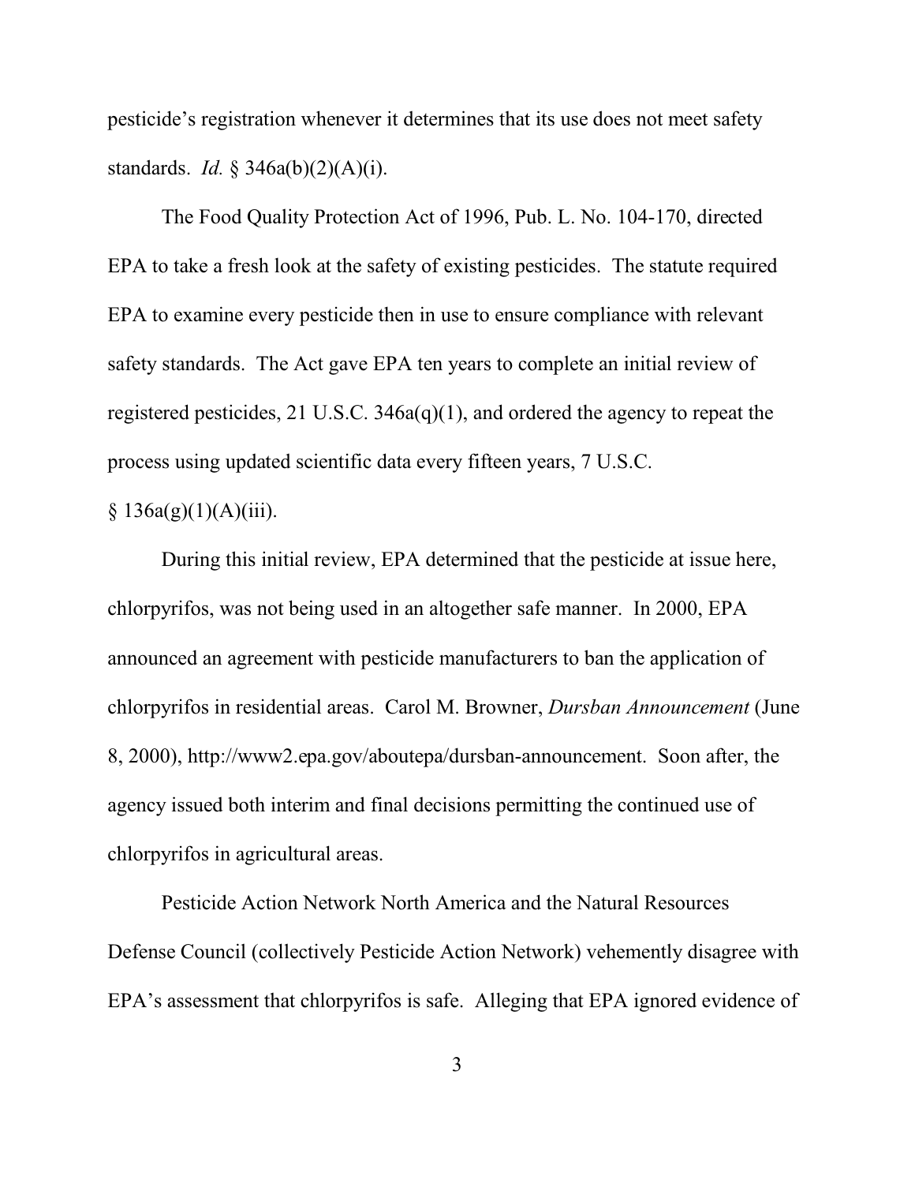pesticide's registration whenever it determines that its use does not meet safety standards. *Id.* § 346a(b)(2)(A)(i).

The Food Quality Protection Act of 1996, Pub. L. No. 104-170, directed EPA to take a fresh look at the safety of existing pesticides. The statute required EPA to examine every pesticide then in use to ensure compliance with relevant safety standards. The Act gave EPA ten years to complete an initial review of registered pesticides, 21 U.S.C. 346a(q)(1), and ordered the agency to repeat the process using updated scientific data every fifteen years, 7 U.S.C. § 136a(g)(1)(A)(iii).

During this initial review, EPA determined that the pesticide at issue here, chlorpyrifos, was not being used in an altogether safe manner. In 2000, EPA announced an agreement with pesticide manufacturers to ban the application of chlorpyrifos in residential areas. Carol M. Browner, *Dursban Announcement* (June 8, 2000), http://www2.epa.gov/aboutepa/dursban-announcement. Soon after, the agency issued both interim and final decisions permitting the continued use of chlorpyrifos in agricultural areas.

Pesticide Action Network North America and the Natural Resources Defense Council (collectively Pesticide Action Network) vehemently disagree with EPA's assessment that chlorpyrifos is safe. Alleging that EPA ignored evidence of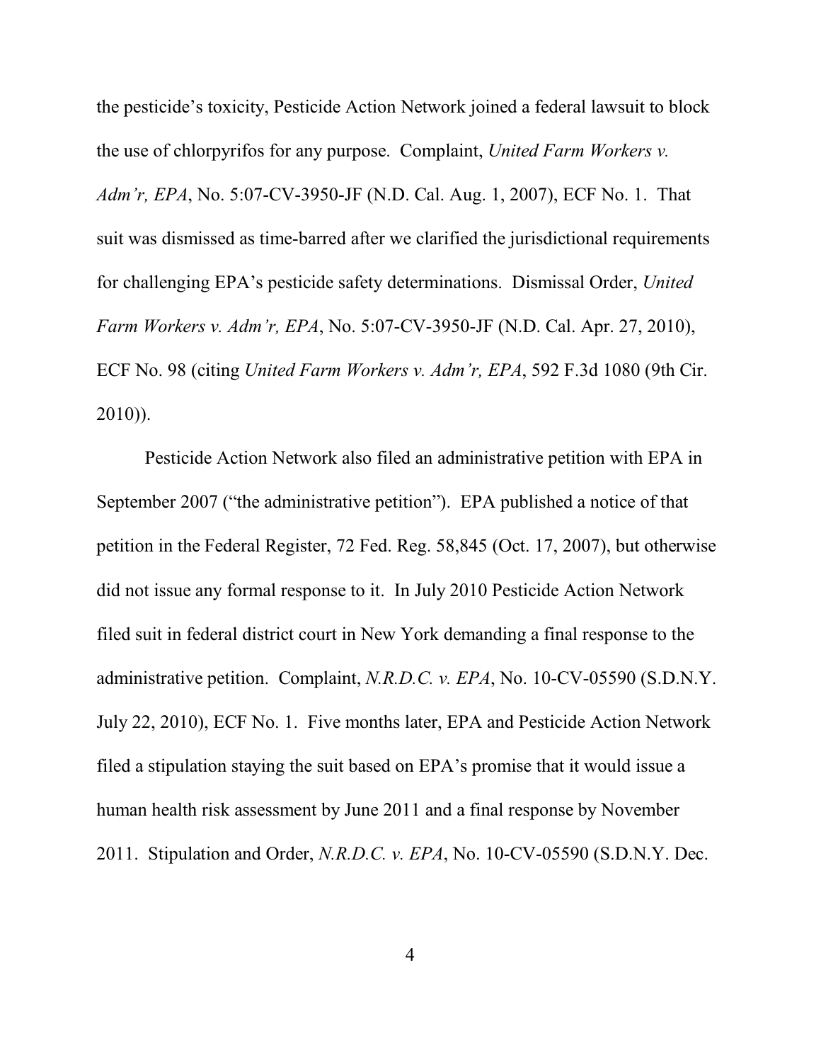the pesticide's toxicity, Pesticide Action Network joined a federal lawsuit to block the use of chlorpyrifos for any purpose. Complaint, *United Farm Workers v. Adm'r, EPA*, No. 5:07-CV-3950-JF (N.D. Cal. Aug. 1, 2007), ECF No. 1. That suit was dismissed as time-barred after we clarified the jurisdictional requirements for challenging EPA's pesticide safety determinations. Dismissal Order, *United Farm Workers v. Adm'r, EPA*, No. 5:07-CV-3950-JF (N.D. Cal. Apr. 27, 2010), ECF No. 98 (citing *United Farm Workers v. Adm'r, EPA*, 592 F.3d 1080 (9th Cir. 2010)).

Pesticide Action Network also filed an administrative petition with EPA in September 2007 ("the administrative petition"). EPA published a notice of that petition in the Federal Register, 72 Fed. Reg. 58,845 (Oct. 17, 2007), but otherwise did not issue any formal response to it. In July 2010 Pesticide Action Network filed suit in federal district court in New York demanding a final response to the administrative petition. Complaint, *N.R.D.C. v. EPA*, No. 10-CV-05590 (S.D.N.Y. July 22, 2010), ECF No. 1. Five months later, EPA and Pesticide Action Network filed a stipulation staying the suit based on EPA's promise that it would issue a human health risk assessment by June 2011 and a final response by November 2011. Stipulation and Order, *N.R.D.C. v. EPA*, No. 10-CV-05590 (S.D.N.Y. Dec.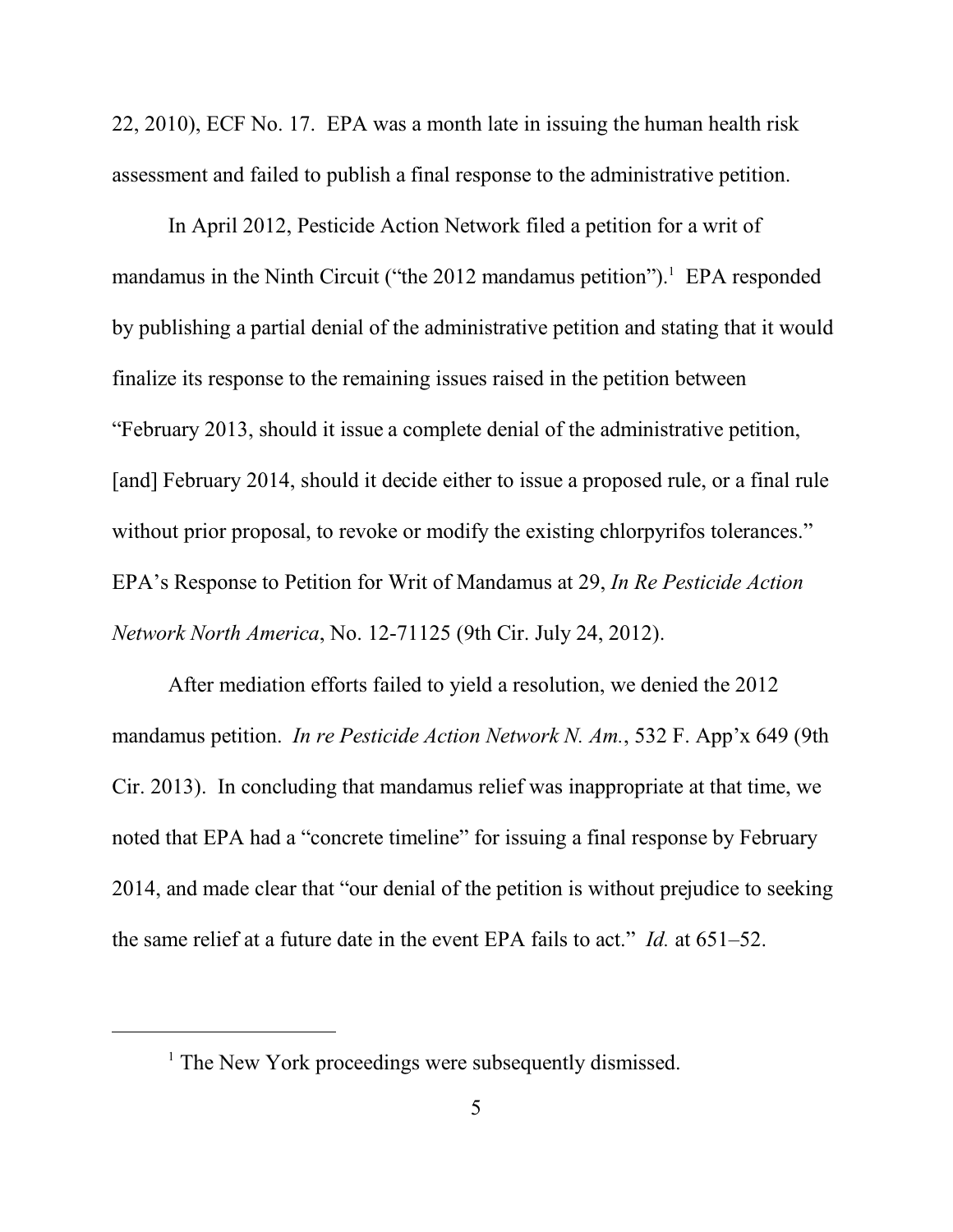22, 2010), ECF No. 17. EPA was a month late in issuing the human health risk assessment and failed to publish a final response to the administrative petition.

In April 2012, Pesticide Action Network filed a petition for a writ of mandamus in the Ninth Circuit ("the 2012 mandamus petition").[1] EPA responded by publishing a partial denial of the administrative petition and stating that it would finalize its response to the remaining issues raised in the petition between "February 2013, should it issue a complete denial of the administrative petition, [and] February 2014, should it decide either to issue a proposed rule, or a final rule without prior proposal, to revoke or modify the existing chlorpyrifos tolerances." EPA's Response to Petition for Writ of Mandamus at 29, *In Re Pesticide Action Network North America*, No. 12-71125 (9th Cir. July 24, 2012).

After mediation efforts failed to yield a resolution, we denied the 2012 mandamus petition. *In re Pesticide Action Network N. Am.*, 532 F. App'x 649 (9th Cir. 2013). In concluding that mandamus relief was inappropriate at that time, we noted that EPA had a "concrete timeline" for issuing a final response by February 2014, and made clear that "our denial of the petition is without prejudice to seeking the same relief at a future date in the event EPA fails to act." *Id.* at 651–52.

---

[1] The New York proceedings were subsequently dismissed.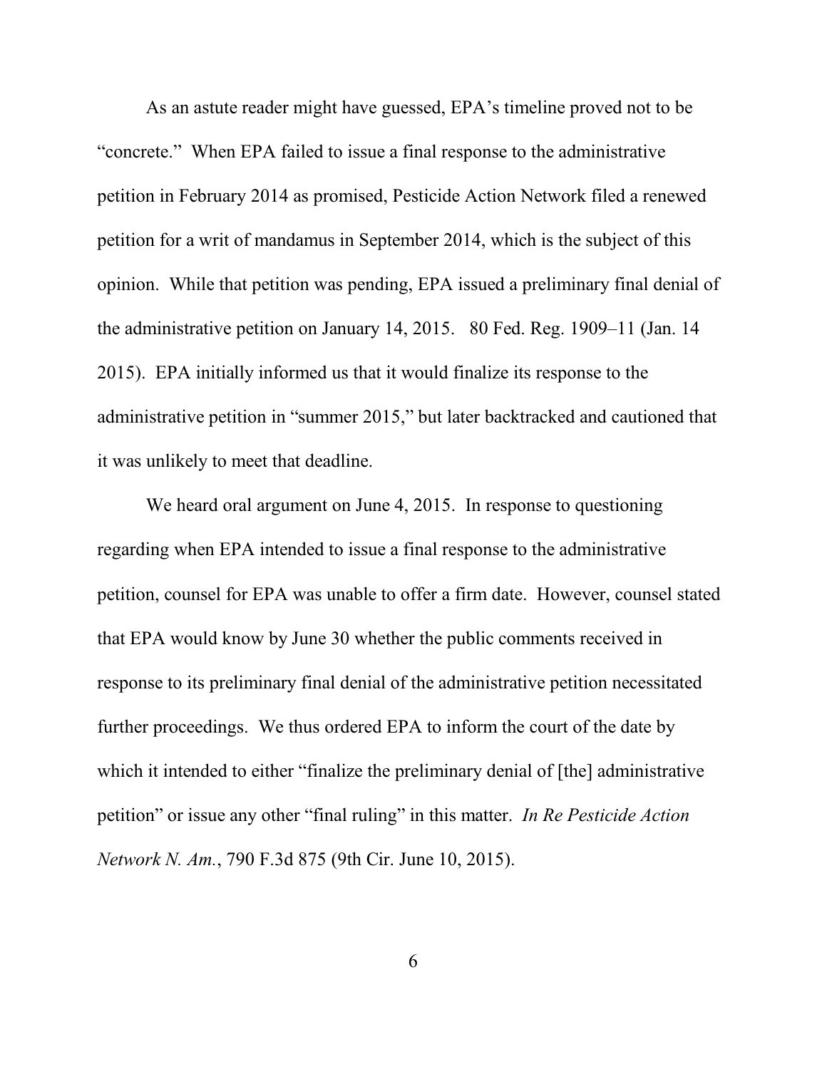As an astute reader might have guessed, EPA's timeline proved not to be "concrete." When EPA failed to issue a final response to the administrative petition in February 2014 as promised, Pesticide Action Network filed a renewed petition for a writ of mandamus in September 2014, which is the subject of this opinion. While that petition was pending, EPA issued a preliminary final denial of the administrative petition on January 14, 2015. 80 Fed. Reg. 1909–11 (Jan. 14 2015). EPA initially informed us that it would finalize its response to the administrative petition in "summer 2015," but later backtracked and cautioned that it was unlikely to meet that deadline.

We heard oral argument on June 4, 2015. In response to questioning regarding when EPA intended to issue a final response to the administrative petition, counsel for EPA was unable to offer a firm date. However, counsel stated that EPA would know by June 30 whether the public comments received in response to its preliminary final denial of the administrative petition necessitated further proceedings. We thus ordered EPA to inform the court of the date by which it intended to either "finalize the preliminary denial of [the] administrative petition" or issue any other "final ruling" in this matter. *In Re Pesticide Action Network N. Am.*, 790 F.3d 875 (9th Cir. June 10, 2015).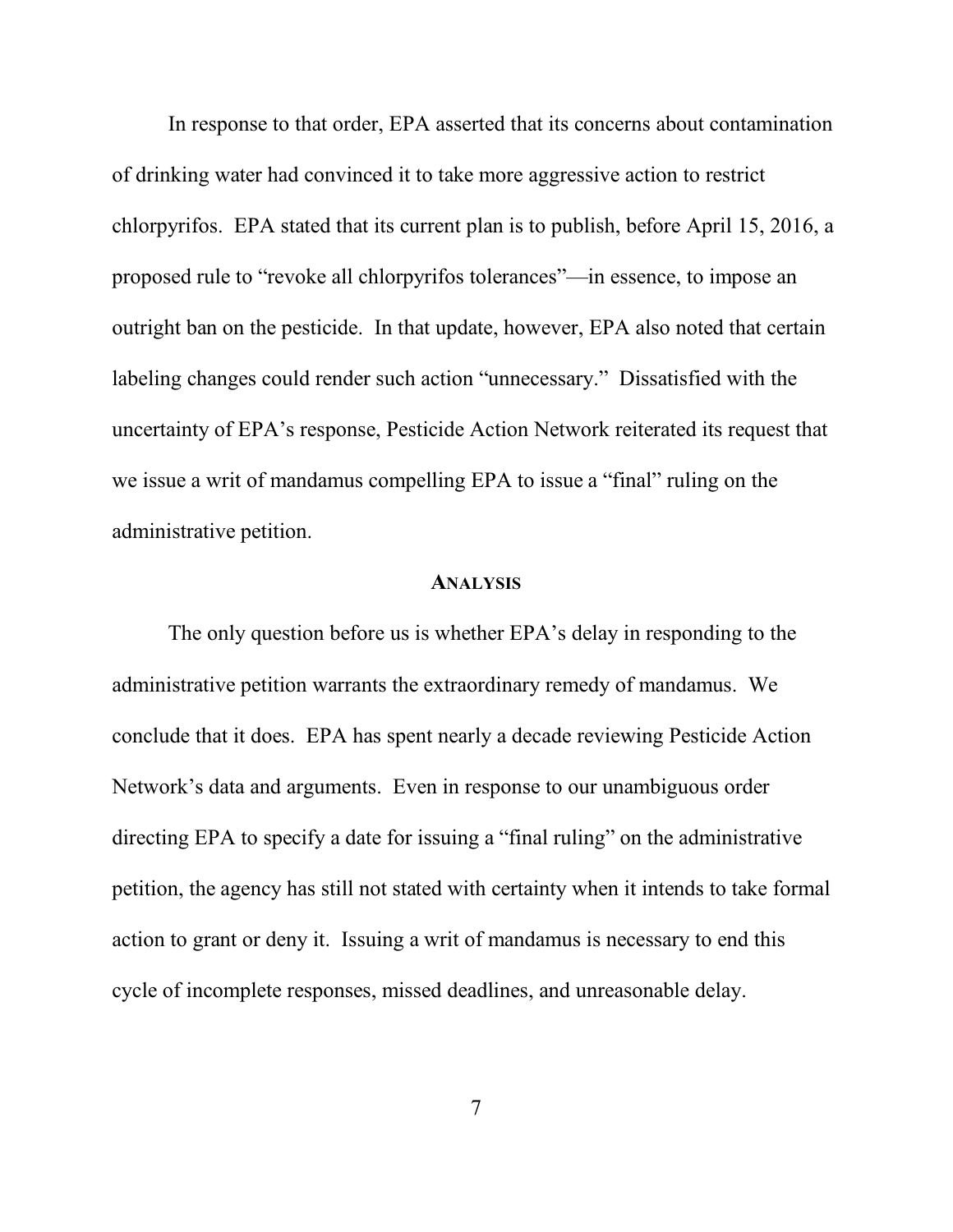In response to that order, EPA asserted that its concerns about contamination of drinking water had convinced it to take more aggressive action to restrict chlorpyrifos. EPA stated that its current plan is to publish, before April 15, 2016, a proposed rule to "revoke all chlorpyrifos tolerances"—in essence, to impose an outright ban on the pesticide. In that update, however, EPA also noted that certain labeling changes could render such action "unnecessary." Dissatisfied with the uncertainty of EPA's response, Pesticide Action Network reiterated its request that we issue a writ of mandamus compelling EPA to issue a "final" ruling on the administrative petition.

## ANALYSIS

The only question before us is whether EPA's delay in responding to the administrative petition warrants the extraordinary remedy of mandamus. We conclude that it does. EPA has spent nearly a decade reviewing Pesticide Action Network's data and arguments. Even in response to our unambiguous order directing EPA to specify a date for issuing a "final ruling" on the administrative petition, the agency has still not stated with certainty when it intends to take formal action to grant or deny it. Issuing a writ of mandamus is necessary to end this cycle of incomplete responses, missed deadlines, and unreasonable delay.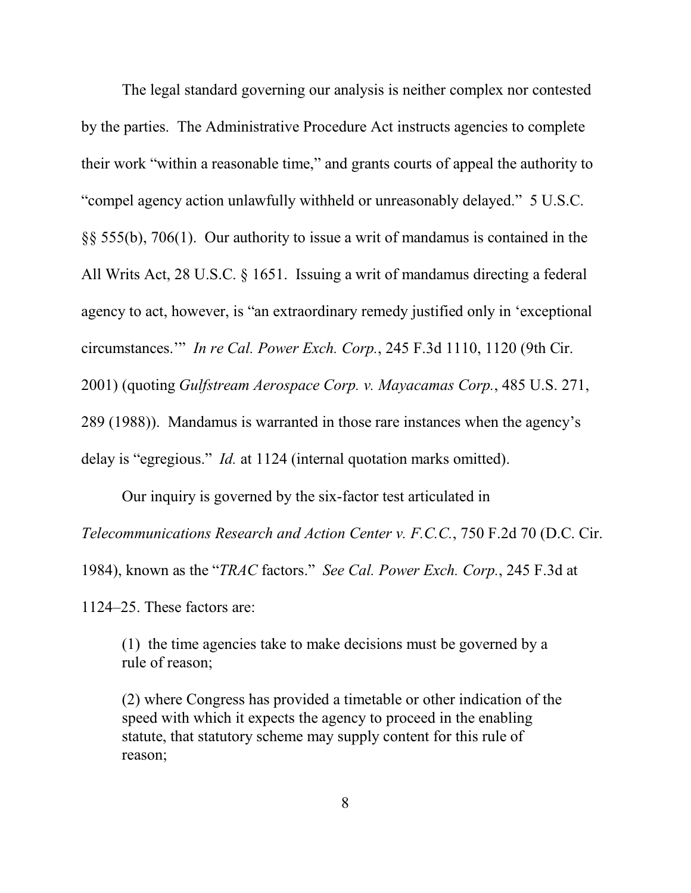The legal standard governing our analysis is neither complex nor contested by the parties. The Administrative Procedure Act instructs agencies to complete their work "within a reasonable time," and grants courts of appeal the authority to "compel agency action unlawfully withheld or unreasonably delayed." 5 U.S.C. §§ 555(b), 706(1). Our authority to issue a writ of mandamus is contained in the All Writs Act, 28 U.S.C. § 1651. Issuing a writ of mandamus directing a federal agency to act, however, is "an extraordinary remedy justified only in 'exceptional circumstances.'" *In re Cal. Power Exch. Corp.*, 245 F.3d 1110, 1120 (9th Cir. 2001) (quoting *Gulfstream Aerospace Corp. v. Mayacamas Corp.*, 485 U.S. 271, 289 (1988)). Mandamus is warranted in those rare instances when the agency's delay is "egregious." *Id.* at 1124 (internal quotation marks omitted).

Our inquiry is governed by the six-factor test articulated in *Telecommunications Research and Action Center v. F.C.C.*, 750 F.2d 70 (D.C. Cir. 1984), known as the "*TRAC* factors." *See Cal. Power Exch. Corp.*, 245 F.3d at 1124–25. These factors are:

> (1) the time agencies take to make decisions must be governed by a rule of reason;
>
> (2) where Congress has provided a timetable or other indication of the speed with which it expects the agency to proceed in the enabling statute, that statutory scheme may supply content for this rule of reason;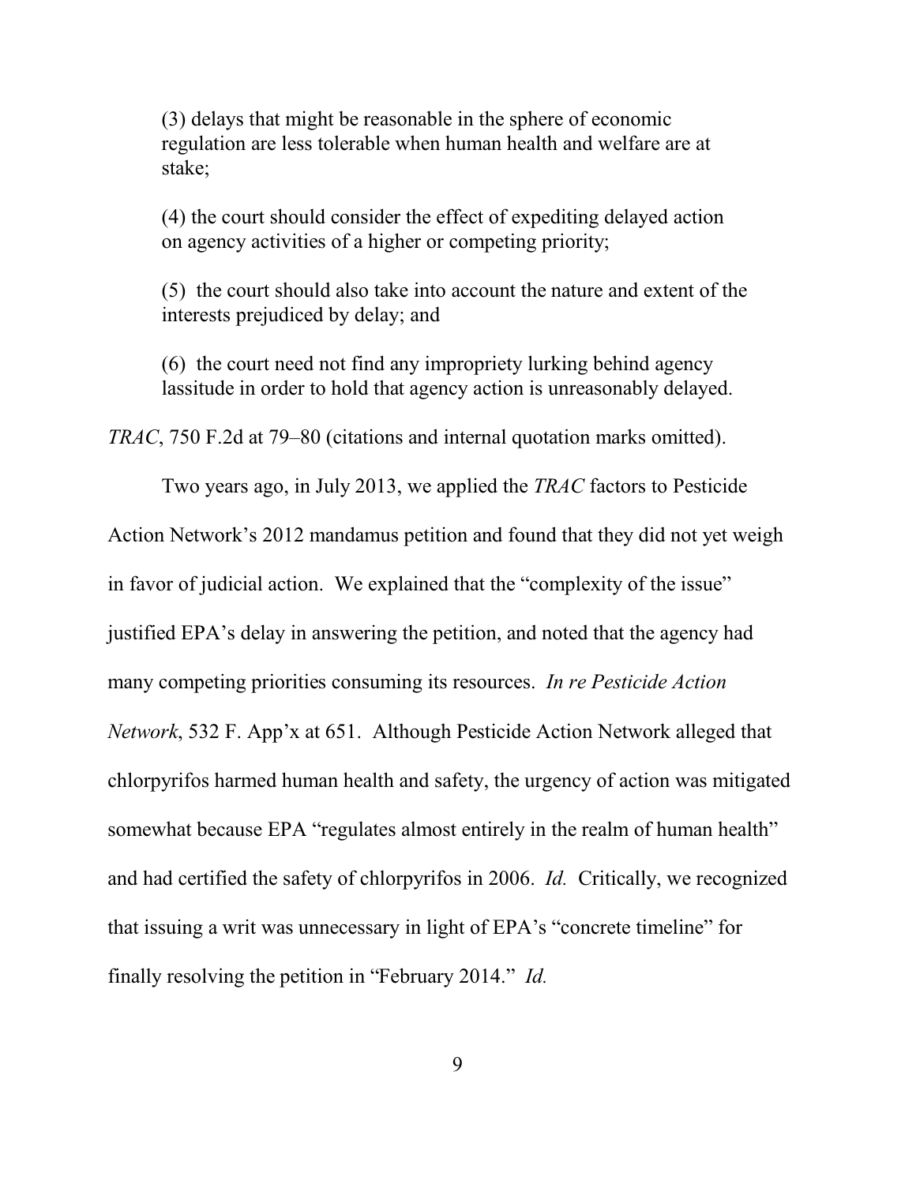> (3) delays that might be reasonable in the sphere of economic regulation are less tolerable when human health and welfare are at stake;
>
> (4) the court should consider the effect of expediting delayed action on agency activities of a higher or competing priority;
>
> (5) the court should also take into account the nature and extent of the interests prejudiced by delay; and
>
> (6) the court need not find any impropriety lurking behind agency lassitude in order to hold that agency action is unreasonably delayed.

*TRAC*, 750 F.2d at 79–80 (citations and internal quotation marks omitted).

Two years ago, in July 2013, we applied the *TRAC* factors to Pesticide Action Network's 2012 mandamus petition and found that they did not yet weigh in favor of judicial action. We explained that the "complexity of the issue" justified EPA's delay in answering the petition, and noted that the agency had many competing priorities consuming its resources. *In re Pesticide Action Network*, 532 F. App'x at 651. Although Pesticide Action Network alleged that chlorpyrifos harmed human health and safety, the urgency of action was mitigated somewhat because EPA "regulates almost entirely in the realm of human health" and had certified the safety of chlorpyrifos in 2006. *Id.* Critically, we recognized that issuing a writ was unnecessary in light of EPA's "concrete timeline" for finally resolving the petition in "February 2014." *Id.*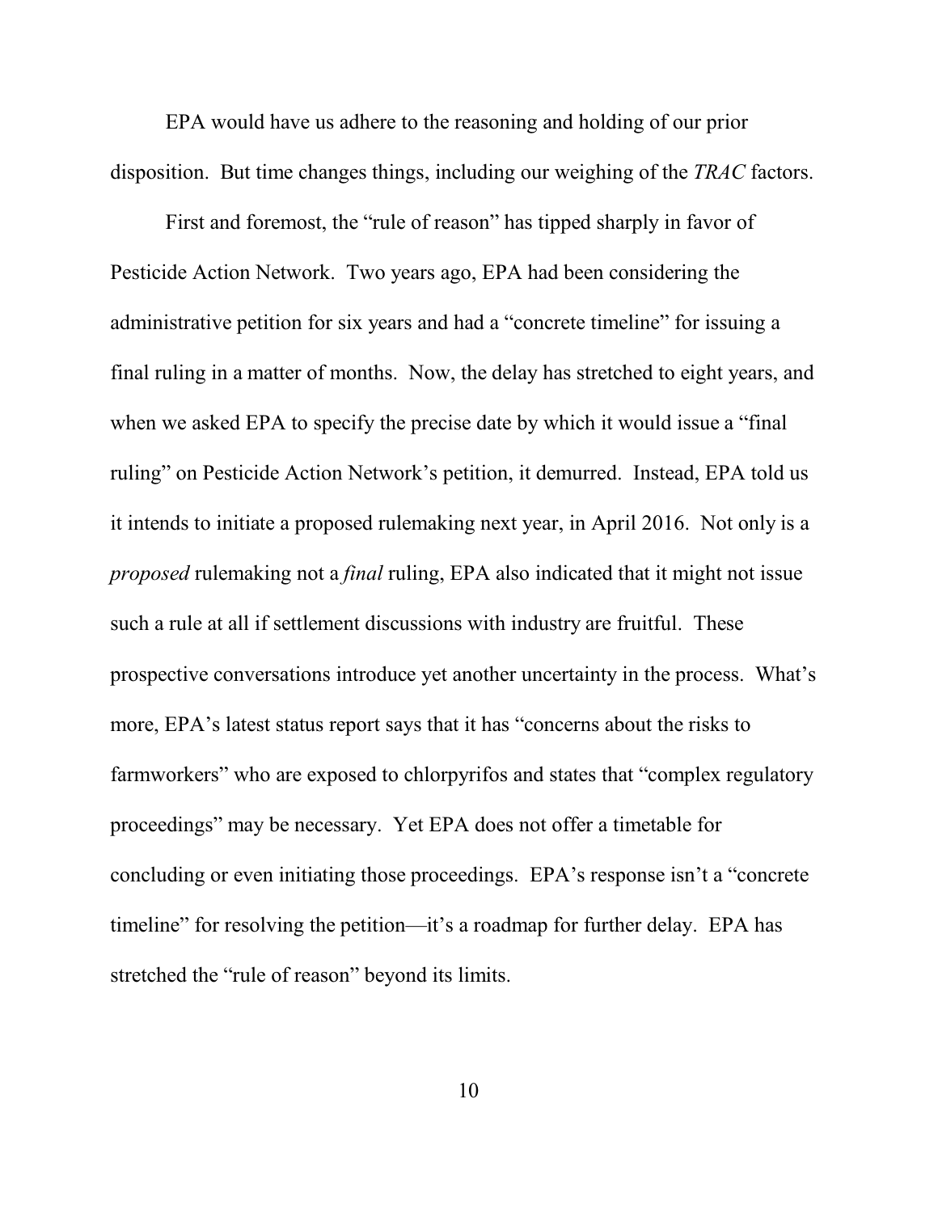EPA would have us adhere to the reasoning and holding of our prior disposition. But time changes things, including our weighing of the *TRAC* factors.

First and foremost, the "rule of reason" has tipped sharply in favor of Pesticide Action Network. Two years ago, EPA had been considering the administrative petition for six years and had a "concrete timeline" for issuing a final ruling in a matter of months. Now, the delay has stretched to eight years, and when we asked EPA to specify the precise date by which it would issue a "final ruling" on Pesticide Action Network's petition, it demurred. Instead, EPA told us it intends to initiate a proposed rulemaking next year, in April 2016. Not only is a *proposed* rulemaking not a *final* ruling, EPA also indicated that it might not issue such a rule at all if settlement discussions with industry are fruitful. These prospective conversations introduce yet another uncertainty in the process. What's more, EPA's latest status report says that it has "concerns about the risks to farmworkers" who are exposed to chlorpyrifos and states that "complex regulatory proceedings" may be necessary. Yet EPA does not offer a timetable for concluding or even initiating those proceedings. EPA's response isn't a "concrete timeline" for resolving the petition—it's a roadmap for further delay. EPA has stretched the "rule of reason" beyond its limits.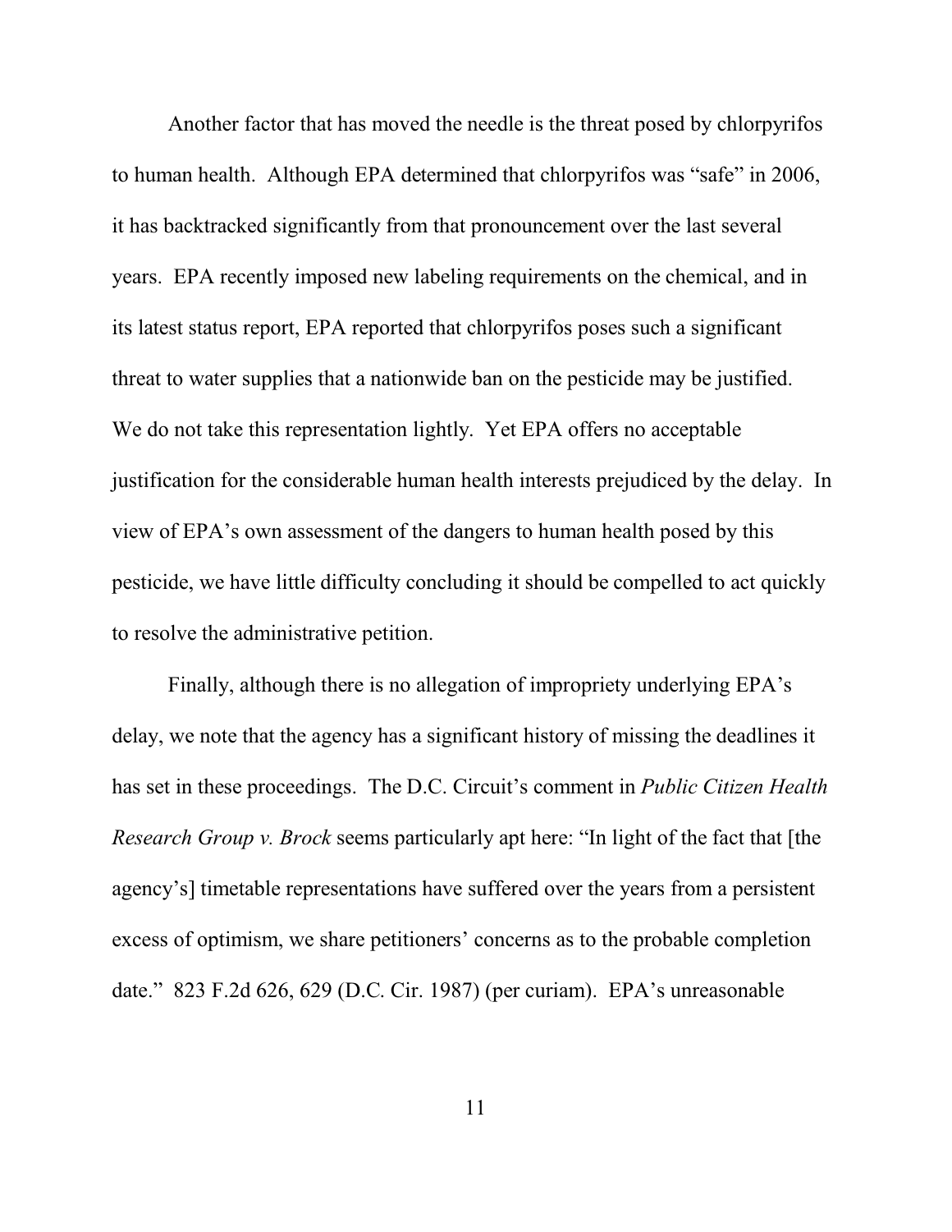Another factor that has moved the needle is the threat posed by chlorpyrifos to human health. Although EPA determined that chlorpyrifos was "safe" in 2006, it has backtracked significantly from that pronouncement over the last several years. EPA recently imposed new labeling requirements on the chemical, and in its latest status report, EPA reported that chlorpyrifos poses such a significant threat to water supplies that a nationwide ban on the pesticide may be justified. We do not take this representation lightly. Yet EPA offers no acceptable justification for the considerable human health interests prejudiced by the delay. In view of EPA's own assessment of the dangers to human health posed by this pesticide, we have little difficulty concluding it should be compelled to act quickly to resolve the administrative petition.

Finally, although there is no allegation of impropriety underlying EPA's delay, we note that the agency has a significant history of missing the deadlines it has set in these proceedings. The D.C. Circuit's comment in *Public Citizen Health Research Group v. Brock* seems particularly apt here: "In light of the fact that [the agency's] timetable representations have suffered over the years from a persistent excess of optimism, we share petitioners' concerns as to the probable completion date." 823 F.2d 626, 629 (D.C. Cir. 1987) (per curiam). EPA's unreasonable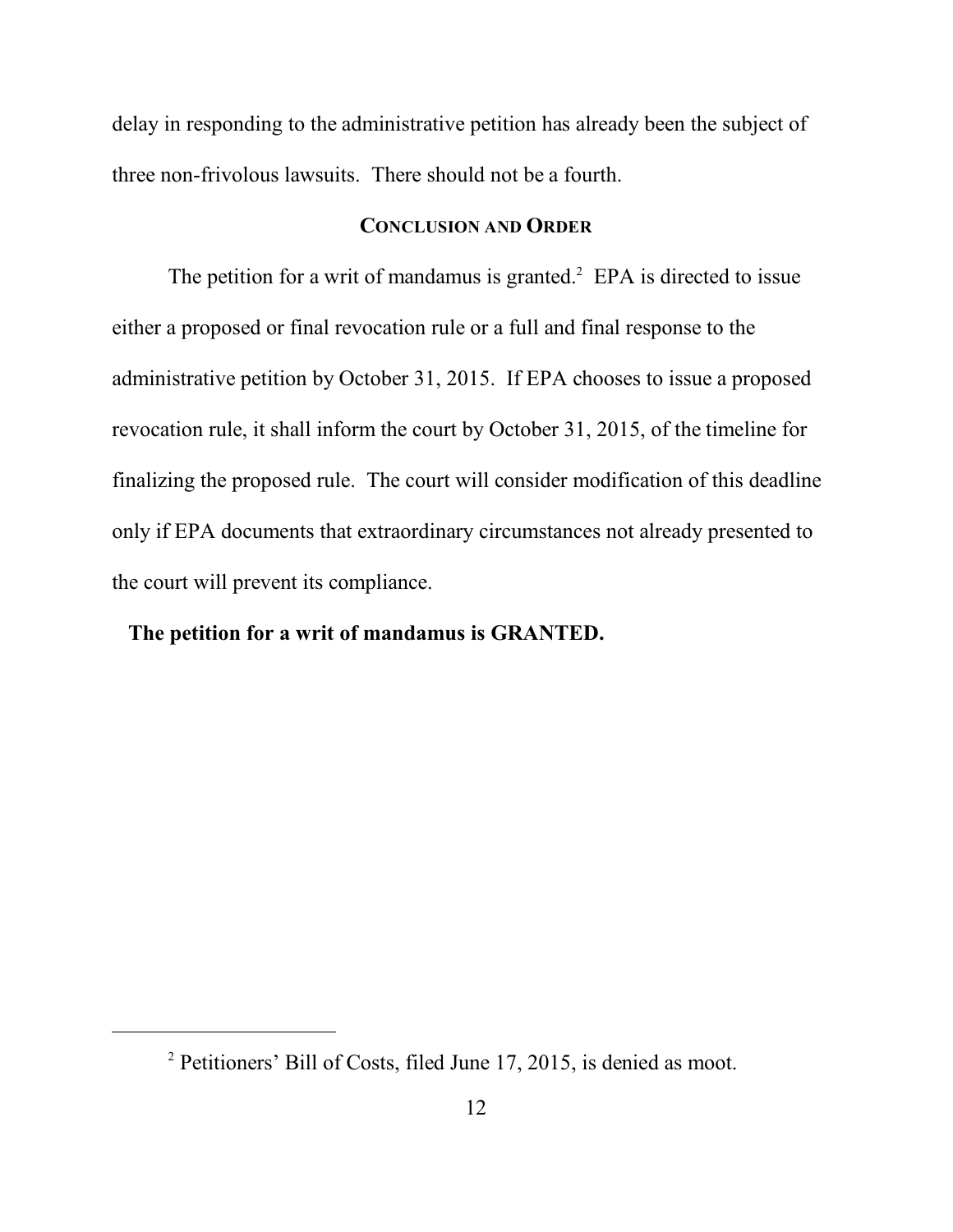delay in responding to the administrative petition has already been the subject of three non-frivolous lawsuits. There should not be a fourth.

## CONCLUSION AND ORDER

The petition for a writ of mandamus is granted.[2] EPA is directed to issue either a proposed or final revocation rule or a full and final response to the administrative petition by October 31, 2015. If EPA chooses to issue a proposed revocation rule, it shall inform the court by October 31, 2015, of the timeline for finalizing the proposed rule. The court will consider modification of this deadline only if EPA documents that extraordinary circumstances not already presented to the court will prevent its compliance.

**The petition for a writ of mandamus is GRANTED.**

---

[2] Petitioners' Bill of Costs, filed June 17, 2015, is denied as moot.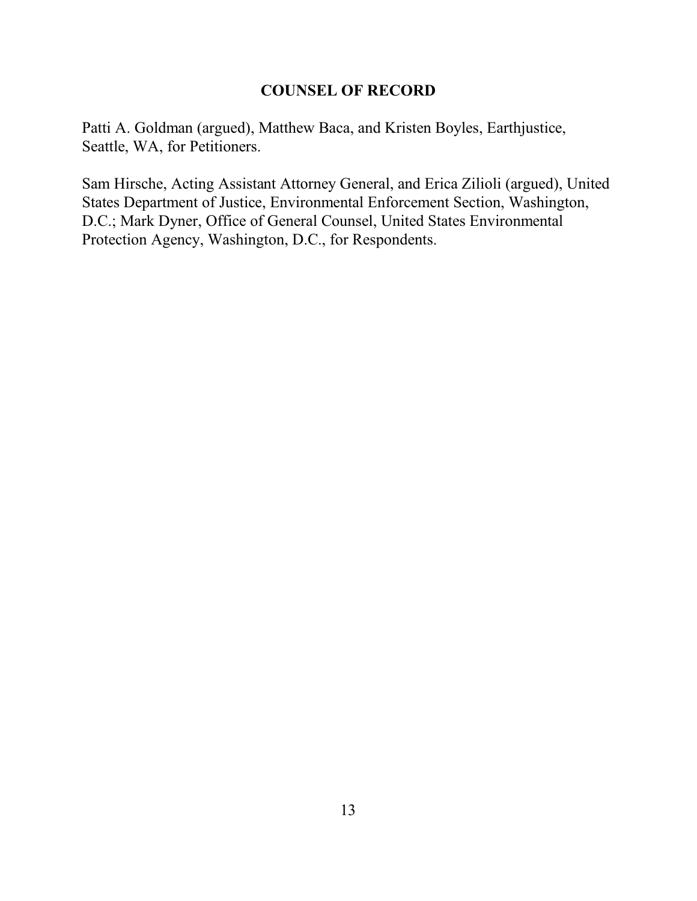## COUNSEL OF RECORD

Patti A. Goldman (argued), Matthew Baca, and Kristen Boyles, Earthjustice, Seattle, WA, for Petitioners.

Sam Hirsche, Acting Assistant Attorney General, and Erica Zilioli (argued), United States Department of Justice, Environmental Enforcement Section, Washington, D.C.; Mark Dyner, Office of General Counsel, United States Environmental Protection Agency, Washington, D.C., for Respondents.